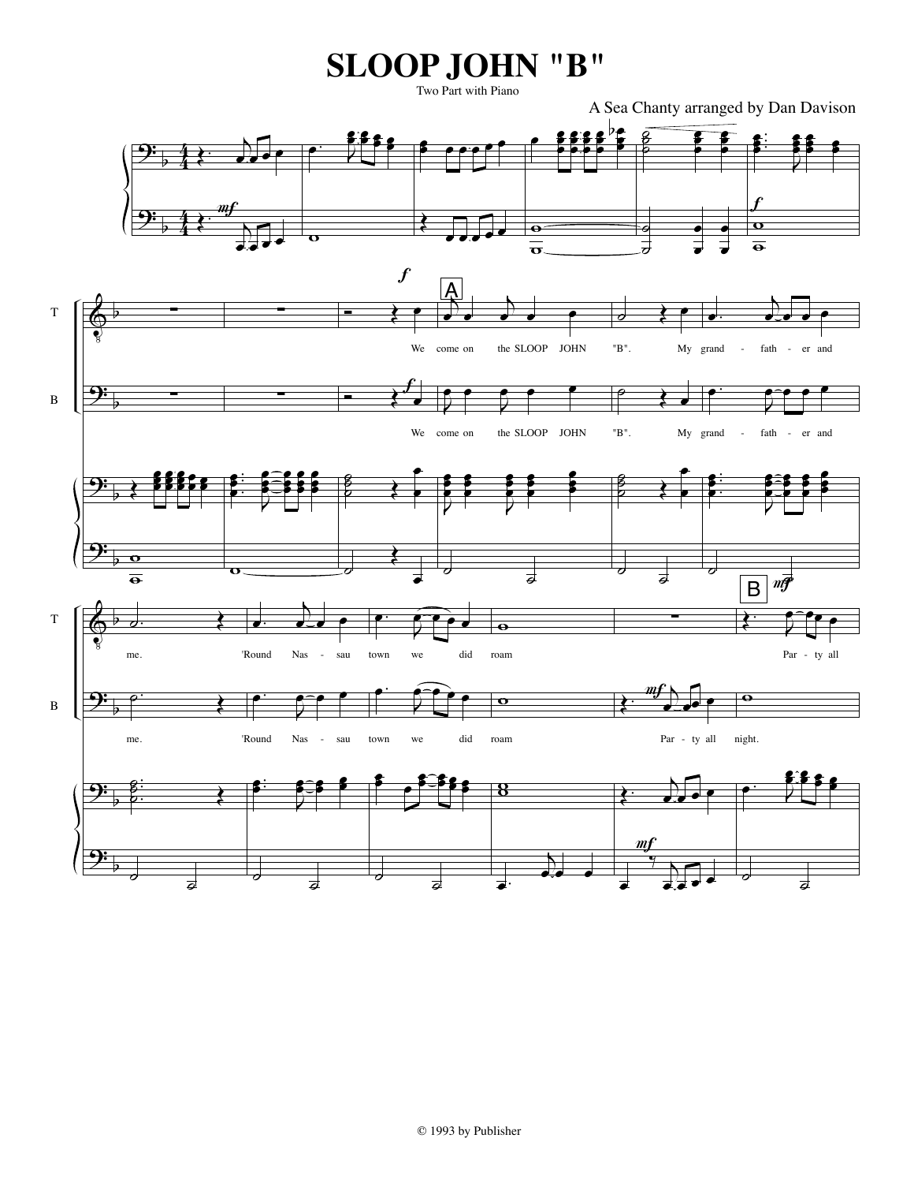# SLOOP JOHN "B"

Two Part with Piano

A Sea Chanty arranged by Dan Davison

T: We come on the SLOOP JOHN "B". My grand - fath - er and me. 'Round Nas - sau town we did roam Par - ty all

B: We come on the SLOOP JOHN "B". My grand - fath - er and me. 'Round Nas - sau town we did roam Par - ty all night.

© 1993 by Publisher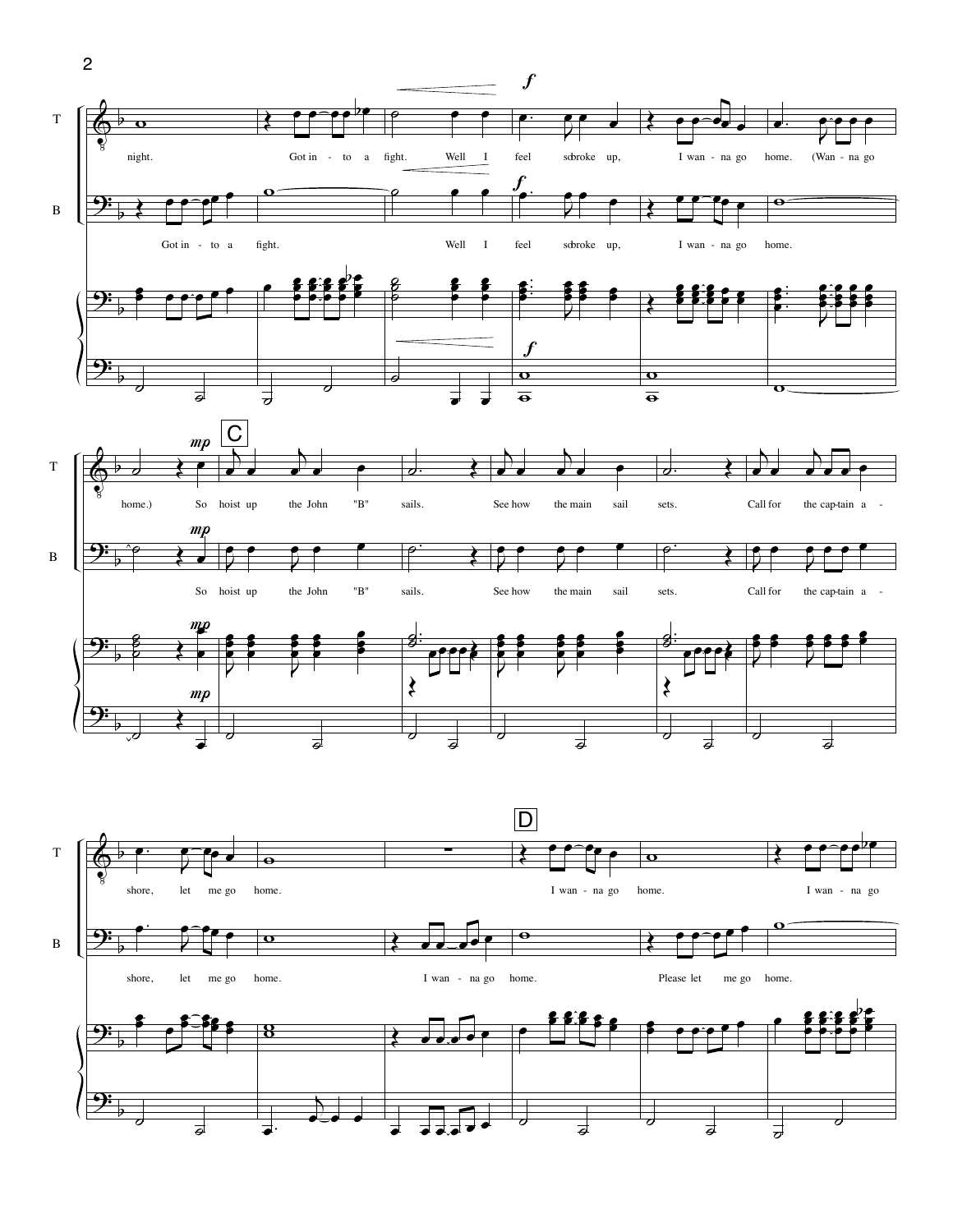night. Got in - to a fight. Well I feel so broke up, I wan - na go home. (Wan - na go home.) So hoist up the John "B" sails. See how the main sail sets. Call for the cap-tain a - shore, let me go home. I wan - na go home. I wan - na go

Got in - to a fight. Well I feel so broke up, I wan - na go home. So hoist up the John "B" sails. See how the main sail sets. Call for the cap-tain a - shore, let me go home. I wan - na go home. Please let me go home.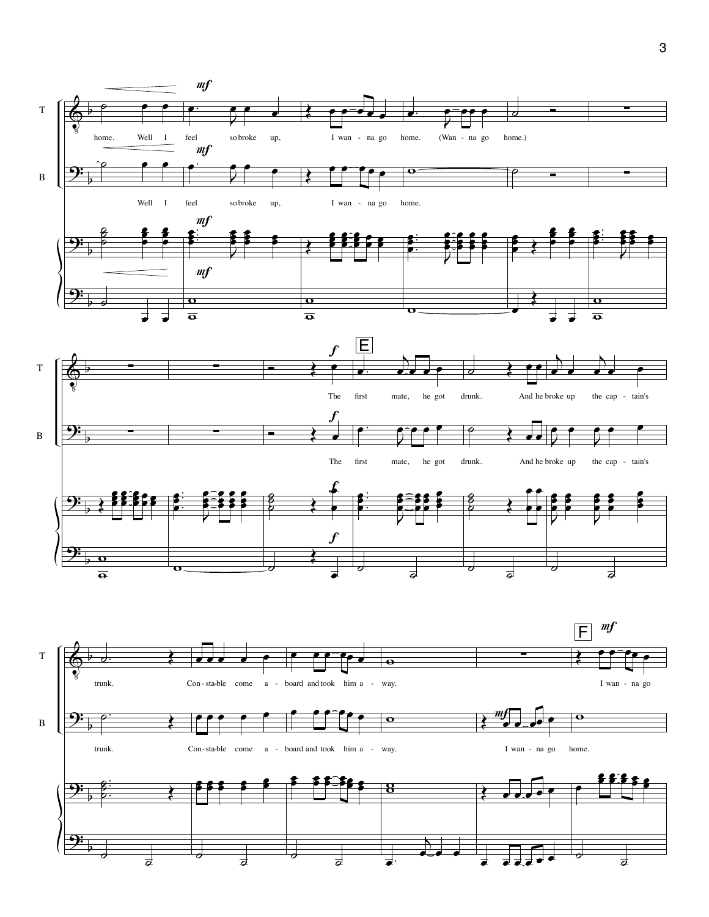T

B

home. Well I feel so broke up, I wan - na go home. (Wan - na go home.)

Well I feel so broke up, I wan - na go home.

*mf*

E

The first mate, he got drunk. And he broke up the cap - tain's

*f*

trunk. Con - sta - ble come a - board and took him a - way.

I wan - na go

I wan - na go home.

F

*mf*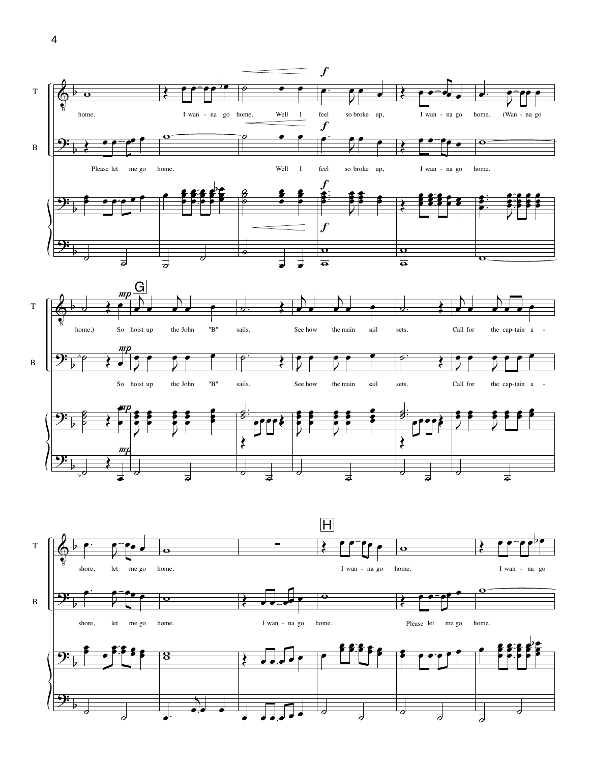T

B

home. I wan - na go home. Well I feel so broke up, I wan - na go home. (Wan - na go

Please let me go home. Well I feel so broke up, I wan - na go home.

*f*

**G**

*mp*

home.) So hoist up the John "B" sails. See how the main sail sets. Call for the cap-tain a -

So hoist up the John "B" sails. See how the main sail sets. Call for the cap-tain a -

**H**

shore, let me go home. I wan - na go home. I wan - na go

shore, let me go home. I wan - na go home. Please let me go home.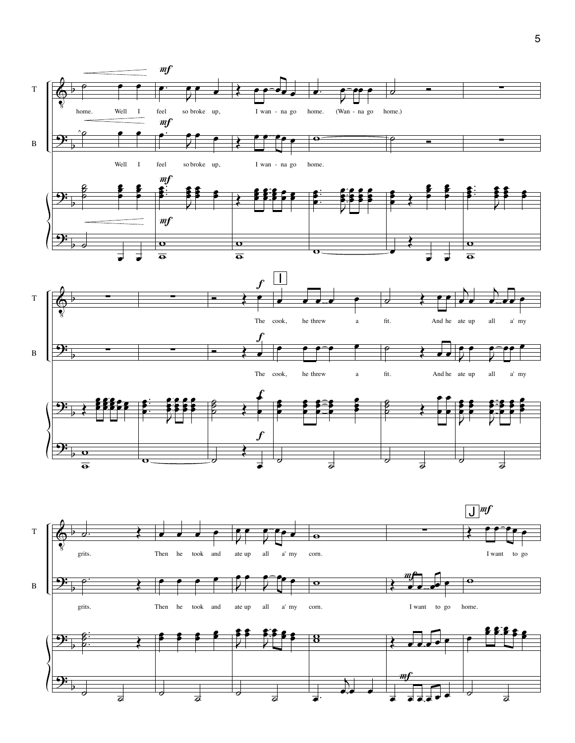T

home. Well I feel so broke up, I wan - na go home. (Wan - na go home.)

B

Well I feel so broke up, I wan - na go home.

I

T

The cook, he threw a fit. And he ate up all a' my

B

The cook, he threw a fit. And he ate up all a' my

J

T

grits. Then he took and ate up all a' my corn. I want to go

B

grits. Then he took and ate up all a' my corn. I want to go home.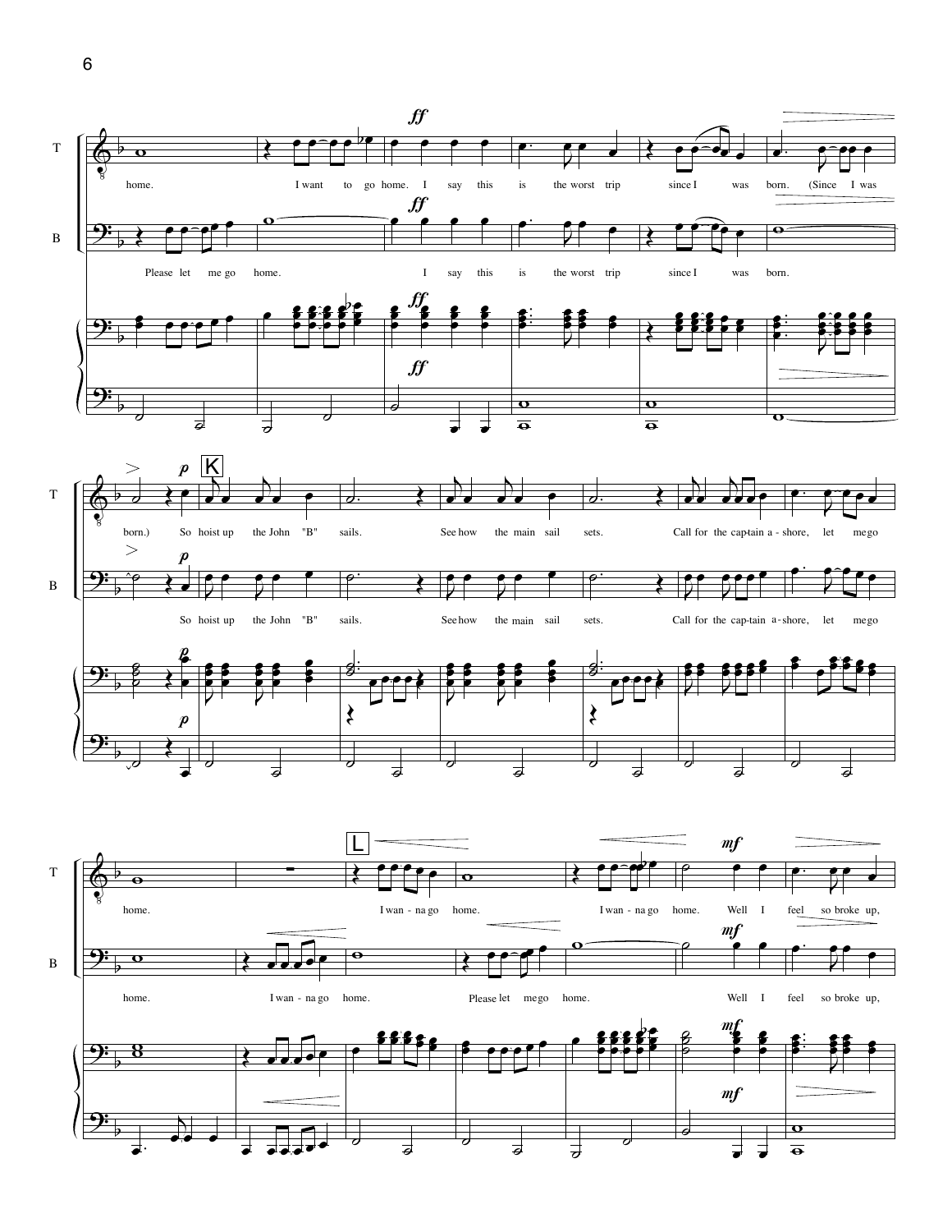T: home. I want to go home. I say this is the worst trip since I was born. (Since I was

B: Please let me go home. I say this is the worst trip since I was born.

T: born.) So hoist up the John "B" sails. See how the main sail sets. Call for the captain a - shore, let me go

B: So hoist up the John "B" sails. See how the main sail sets. Call for the cap-tain a - shore, let me go

**K**

T: home. I wan - na go home. I wan - na go home. Well I feel so broke up,

B: home. I wan - na go home. Please let me go home. Well I feel so broke up,

**L**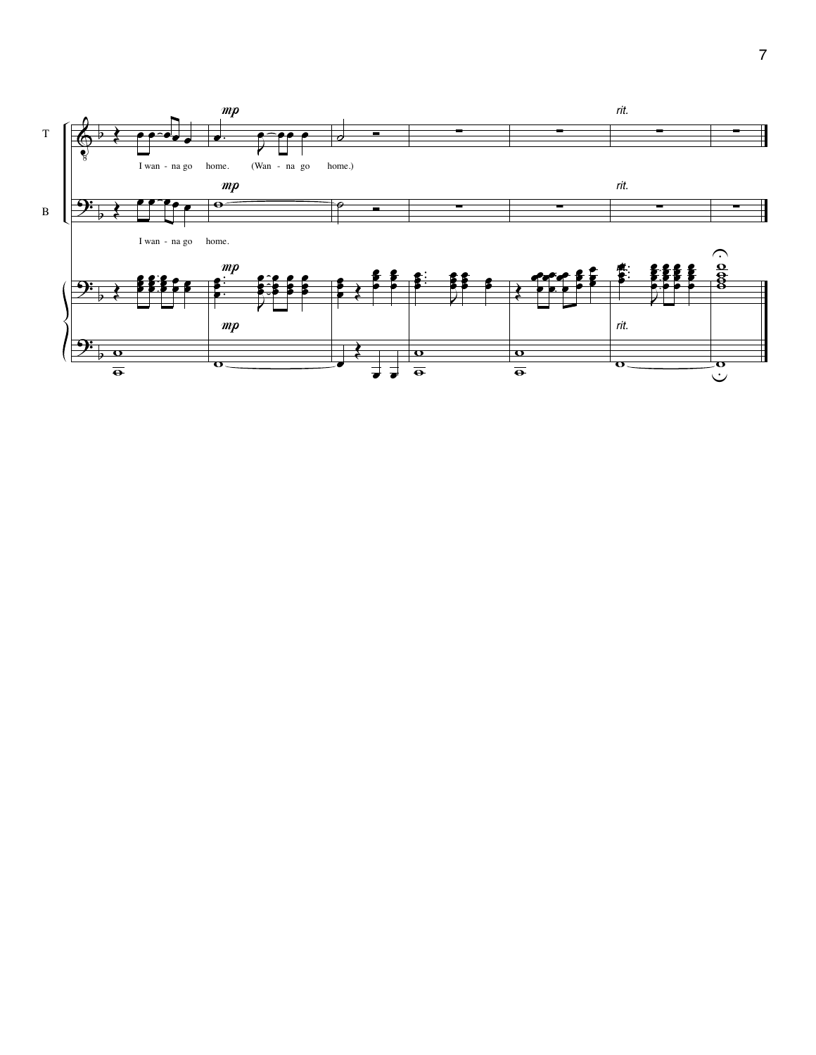T

B

*mp*

*rit.*

I wan - na go home. (Wan - na go home.)

*mp*

*rit.*

I wan - na go home.

*mp*

*mp*

*rit.*